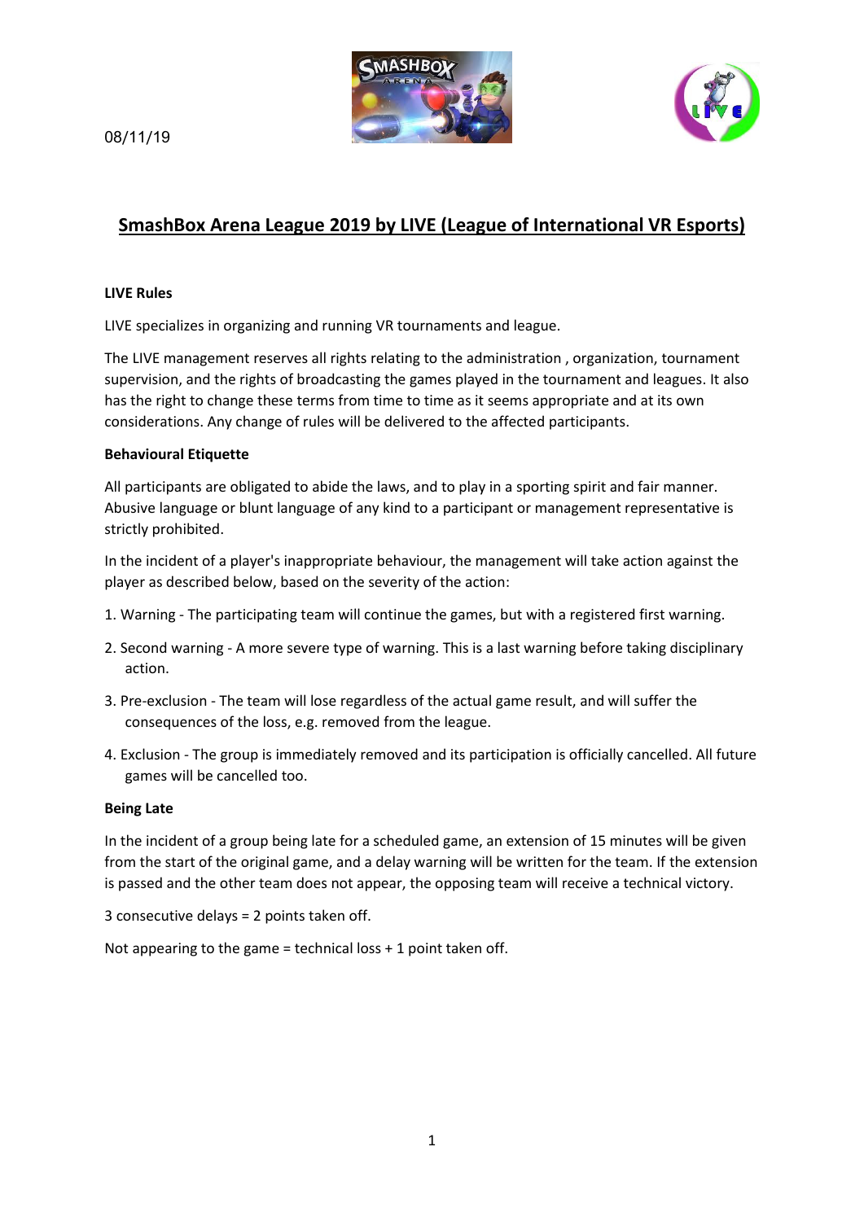08/11/19

# SmashBox Arena League 2019 by LIVE (League of International VR Esports)

**LIVE Rules**

LIVE specializes in organizing and running VR tournaments and league.

The LIVE management reserves all rights relating to the administration , organization, tournament supervision, and the rights of broadcasting the games played in the tournament and leagues. It also has the right to change these terms from time to time as it seems appropriate and at its own considerations. Any change of rules will be delivered to the affected participants.

**Behavioural Etiquette**

All participants are obligated to abide the laws, and to play in a sporting spirit and fair manner. Abusive language or blunt language of any kind to a participant or management representative is strictly prohibited.

In the incident of a player's inappropriate behaviour, the management will take action against the player as described below, based on the severity of the action:

1. Warning - The participating team will continue the games, but with a registered first warning.
2. Second warning - A more severe type of warning. This is a last warning before taking disciplinary action.
3. Pre-exclusion - The team will lose regardless of the actual game result, and will suffer the consequences of the loss, e.g. removed from the league.
4. Exclusion - The group is immediately removed and its participation is officially cancelled. All future games will be cancelled too.

**Being Late**

In the incident of a group being late for a scheduled game, an extension of 15 minutes will be given from the start of the original game, and a delay warning will be written for the team. If the extension is passed and the other team does not appear, the opposing team will receive a technical victory.

3 consecutive delays = 2 points taken off.

Not appearing to the game = technical loss + 1 point taken off.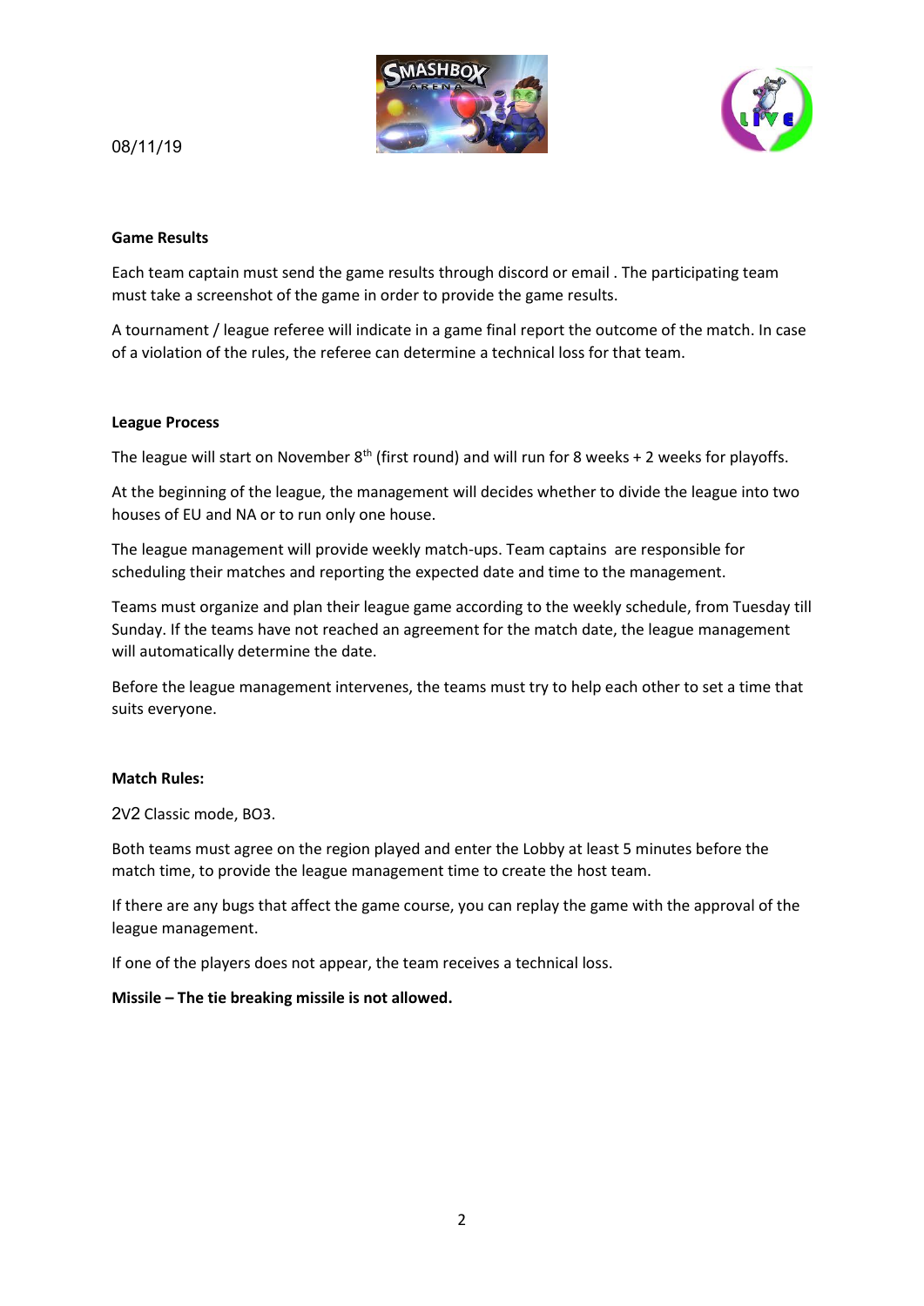08/11/19

**Game Results**

Each team captain must send the game results through discord or email . The participating team must take a screenshot of the game in order to provide the game results.

A tournament / league referee will indicate in a game final report the outcome of the match. In case of a violation of the rules, the referee can determine a technical loss for that team.

**League Process**

The league will start on November 8th (first round) and will run for 8 weeks + 2 weeks for playoffs.

At the beginning of the league, the management will decides whether to divide the league into two houses of EU and NA or to run only one house.

The league management will provide weekly match-ups. Team captains are responsible for scheduling their matches and reporting the expected date and time to the management.

Teams must organize and plan their league game according to the weekly schedule, from Tuesday till Sunday. If the teams have not reached an agreement for the match date, the league management will automatically determine the date.

Before the league management intervenes, the teams must try to help each other to set a time that suits everyone.

**Match Rules:**

2V2 Classic mode, BO3.

Both teams must agree on the region played and enter the Lobby at least 5 minutes before the match time, to provide the league management time to create the host team.

If there are any bugs that affect the game course, you can replay the game with the approval of the league management.

If one of the players does not appear, the team receives a technical loss.

**Missile – The tie breaking missile is not allowed.**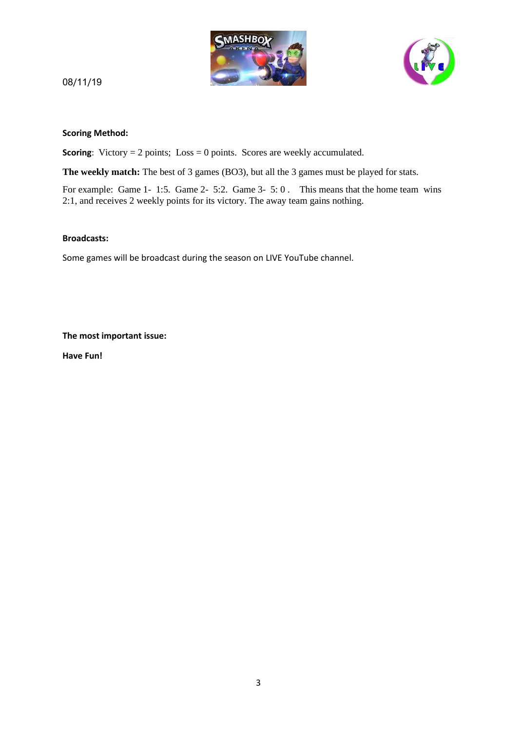08/11/19

**Scoring Method:**

**Scoring**: Victory = 2 points; Loss = 0 points. Scores are weekly accumulated.

**The weekly match:** The best of 3 games (BO3), but all the 3 games must be played for stats.

For example: Game 1- 1:5. Game 2- 5:2. Game 3- 5: 0 . This means that the home team wins 2:1, and receives 2 weekly points for its victory. The away team gains nothing.

**Broadcasts:**

Some games will be broadcast during the season on LIVE YouTube channel.

**The most important issue:**

**Have Fun!**